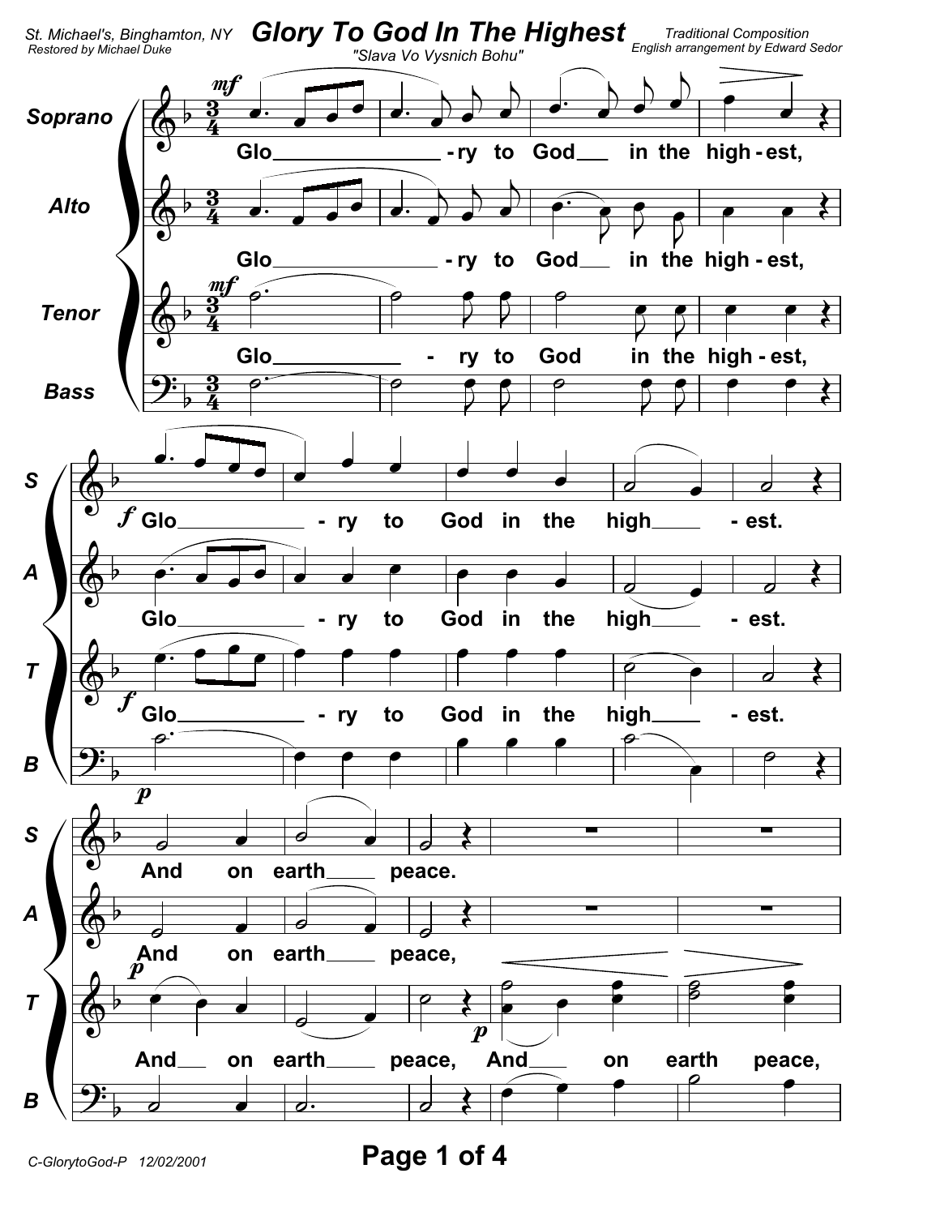St. Michael's, Binghamton, NY
Restored by Michael Duke

# Glory To God In The Highest

"Slava Vo Vysnich Bohu"

Traditional Composition
English arrangement by Edward Sedor

Soprano: Glo - ry to God in the high - est,

Alto: Glo - ry to God in the high - est,

Tenor: Glo - ry to God in the high - est,

Bass

S: Glo - ry to God in the high - est.

A: Glo - ry to God in the high - est.

T: Glo - ry to God in the high - est.

B

S: And on earth peace.

A: And on earth peace,

T: And on earth peace, And on earth peace,

B

C-GlorytoGod-P 12/02/2001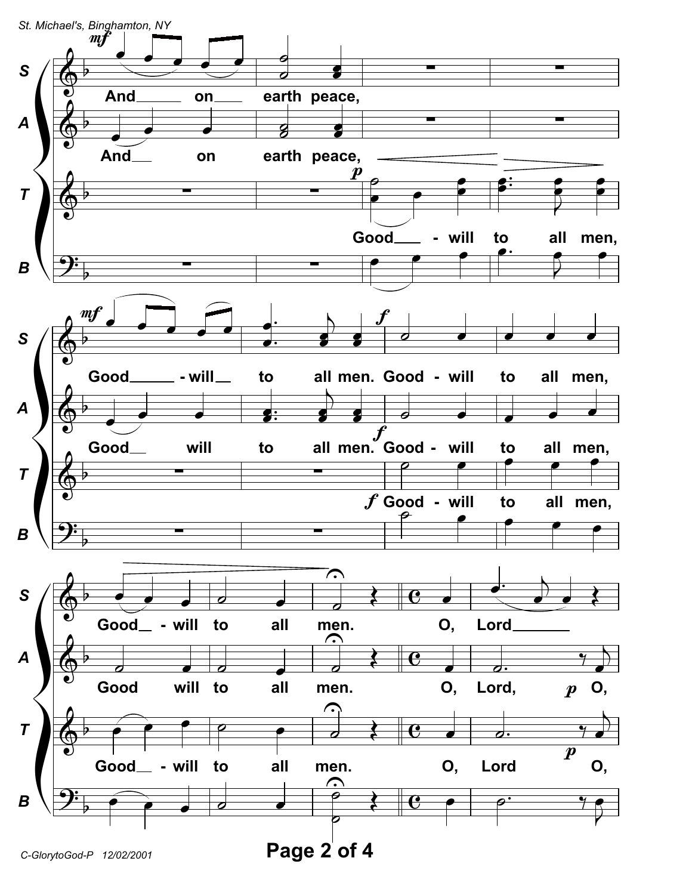And on earth peace,

Good - will to all men,

Good - will to all men. Good - will to all men,

Good - will to all men. O, Lord

O, Lord, O,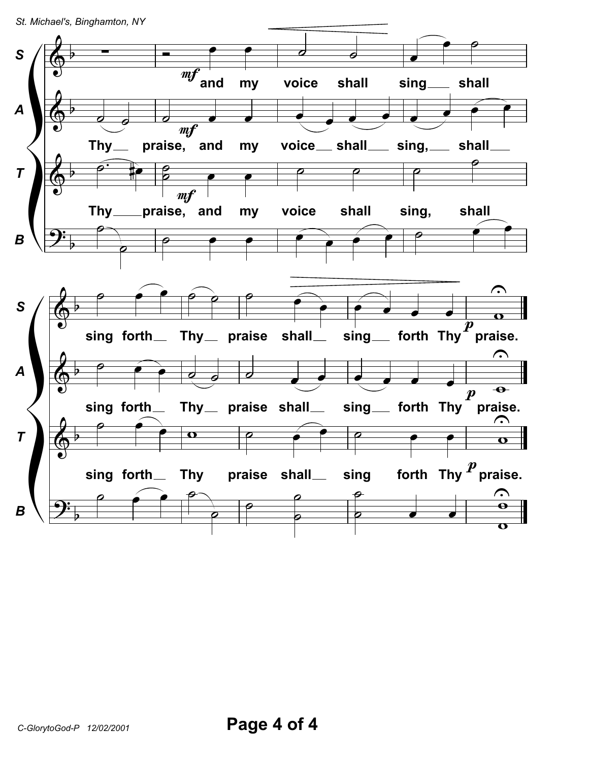S: and my voice shall sing shall sing forth Thy praise shall sing forth Thy praise.

A: Thy praise, and my voice shall sing, shall sing forth Thy praise shall sing forth Thy praise.

T: Thy praise, and my voice shall sing, shall sing forth Thy praise shall sing forth Thy praise.